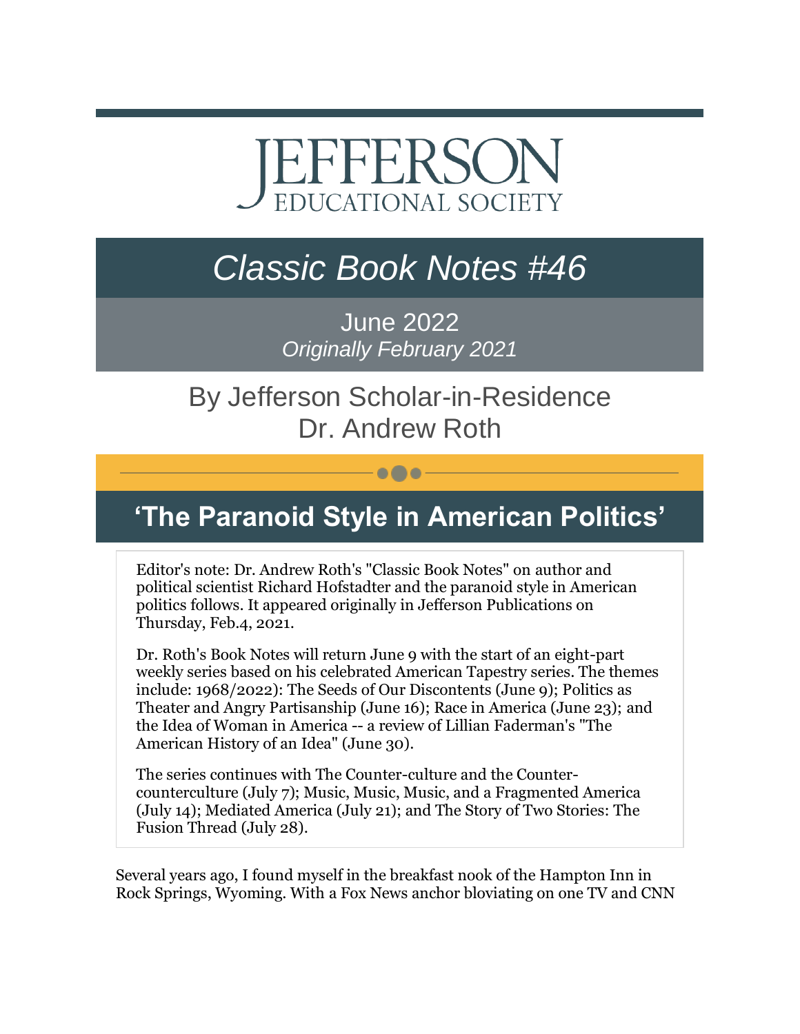# JEFFERSON
EDUCATIONAL SOCIETY

# *Classic Book Notes #46*

June 2022
*Originally February 2021*

By Jefferson Scholar-in-Residence
Dr. Andrew Roth

## 'The Paranoid Style in American Politics'

Editor's note: Dr. Andrew Roth's "Classic Book Notes" on author and political scientist Richard Hofstadter and the paranoid style in American politics follows. It appeared originally in Jefferson Publications on Thursday, Feb.4, 2021.

Dr. Roth's Book Notes will return June 9 with the start of an eight-part weekly series based on his celebrated American Tapestry series. The themes include: 1968/2022): The Seeds of Our Discontents (June 9); Politics as Theater and Angry Partisanship (June 16); Race in America (June 23); and the Idea of Woman in America -- a review of Lillian Faderman's "The American History of an Idea" (June 30).

The series continues with The Counter-culture and the Counter-counterculture (July 7); Music, Music, Music, and a Fragmented America (July 14); Mediated America (July 21); and The Story of Two Stories: The Fusion Thread (July 28).

Several years ago, I found myself in the breakfast nook of the Hampton Inn in Rock Springs, Wyoming. With a Fox News anchor bloviating on one TV and CNN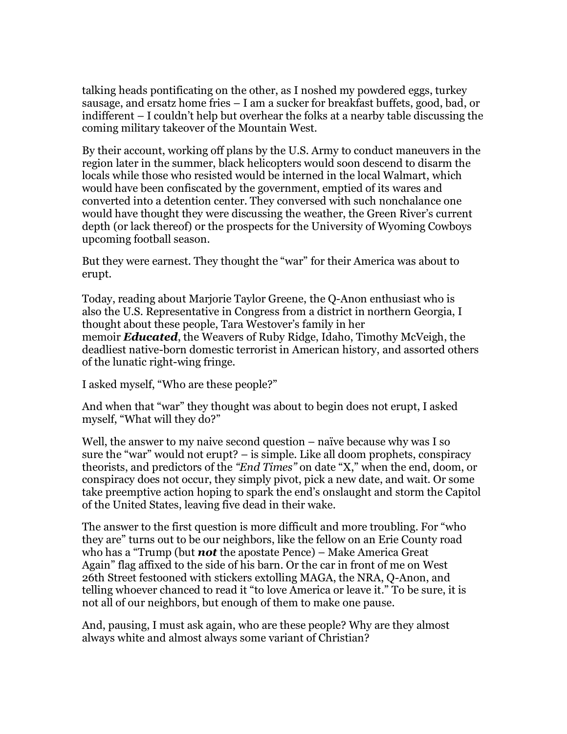talking heads pontificating on the other, as I noshed my powdered eggs, turkey sausage, and ersatz home fries – I am a sucker for breakfast buffets, good, bad, or indifferent – I couldn't help but overhear the folks at a nearby table discussing the coming military takeover of the Mountain West.

By their account, working off plans by the U.S. Army to conduct maneuvers in the region later in the summer, black helicopters would soon descend to disarm the locals while those who resisted would be interned in the local Walmart, which would have been confiscated by the government, emptied of its wares and converted into a detention center. They conversed with such nonchalance one would have thought they were discussing the weather, the Green River's current depth (or lack thereof) or the prospects for the University of Wyoming Cowboys upcoming football season.

But they were earnest. They thought the "war" for their America was about to erupt.

Today, reading about Marjorie Taylor Greene, the Q-Anon enthusiast who is also the U.S. Representative in Congress from a district in northern Georgia, I thought about these people, Tara Westover's family in her memoir ***Educated***, the Weavers of Ruby Ridge, Idaho, Timothy McVeigh, the deadliest native-born domestic terrorist in American history, and assorted others of the lunatic right-wing fringe.

I asked myself, "Who are these people?"

And when that "war" they thought was about to begin does not erupt, I asked myself, "What will they do?"

Well, the answer to my naive second question – naïve because why was I so sure the "war" would not erupt? – is simple. Like all doom prophets, conspiracy theorists, and predictors of the *"End Times"* on date "X," when the end, doom, or conspiracy does not occur, they simply pivot, pick a new date, and wait. Or some take preemptive action hoping to spark the end's onslaught and storm the Capitol of the United States, leaving five dead in their wake.

The answer to the first question is more difficult and more troubling. For "who they are" turns out to be our neighbors, like the fellow on an Erie County road who has a "Trump (but ***not*** the apostate Pence) – Make America Great Again" flag affixed to the side of his barn. Or the car in front of me on West 26th Street festooned with stickers extolling MAGA, the NRA, Q-Anon, and telling whoever chanced to read it "to love America or leave it." To be sure, it is not all of our neighbors, but enough of them to make one pause.

And, pausing, I must ask again, who are these people? Why are they almost always white and almost always some variant of Christian?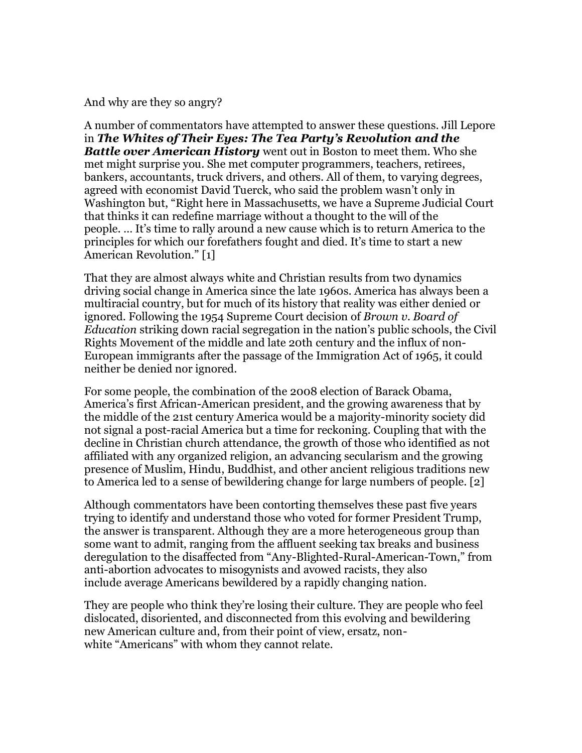And why are they so angry?

A number of commentators have attempted to answer these questions. Jill Lepore in ***The Whites of Their Eyes: The Tea Party's Revolution and the Battle over American History*** went out in Boston to meet them. Who she met might surprise you. She met computer programmers, teachers, retirees, bankers, accountants, truck drivers, and others. All of them, to varying degrees, agreed with economist David Tuerck, who said the problem wasn't only in Washington but, "Right here in Massachusetts, we have a Supreme Judicial Court that thinks it can redefine marriage without a thought to the will of the people. … It's time to rally around a new cause which is to return America to the principles for which our forefathers fought and died. It's time to start a new American Revolution." [1]

That they are almost always white and Christian results from two dynamics driving social change in America since the late 1960s. America has always been a multiracial country, but for much of its history that reality was either denied or ignored. Following the 1954 Supreme Court decision of *Brown v. Board of Education* striking down racial segregation in the nation's public schools, the Civil Rights Movement of the middle and late 20th century and the influx of non-European immigrants after the passage of the Immigration Act of 1965, it could neither be denied nor ignored.

For some people, the combination of the 2008 election of Barack Obama, America's first African-American president, and the growing awareness that by the middle of the 21st century America would be a majority-minority society did not signal a post-racial America but a time for reckoning. Coupling that with the decline in Christian church attendance, the growth of those who identified as not affiliated with any organized religion, an advancing secularism and the growing presence of Muslim, Hindu, Buddhist, and other ancient religious traditions new to America led to a sense of bewildering change for large numbers of people. [2]

Although commentators have been contorting themselves these past five years trying to identify and understand those who voted for former President Trump, the answer is transparent. Although they are a more heterogeneous group than some want to admit, ranging from the affluent seeking tax breaks and business deregulation to the disaffected from "Any-Blighted-Rural-American-Town," from anti-abortion advocates to misogynists and avowed racists, they also include average Americans bewildered by a rapidly changing nation.

They are people who think they're losing their culture. They are people who feel dislocated, disoriented, and disconnected from this evolving and bewildering new American culture and, from their point of view, ersatz, non-white "Americans" with whom they cannot relate.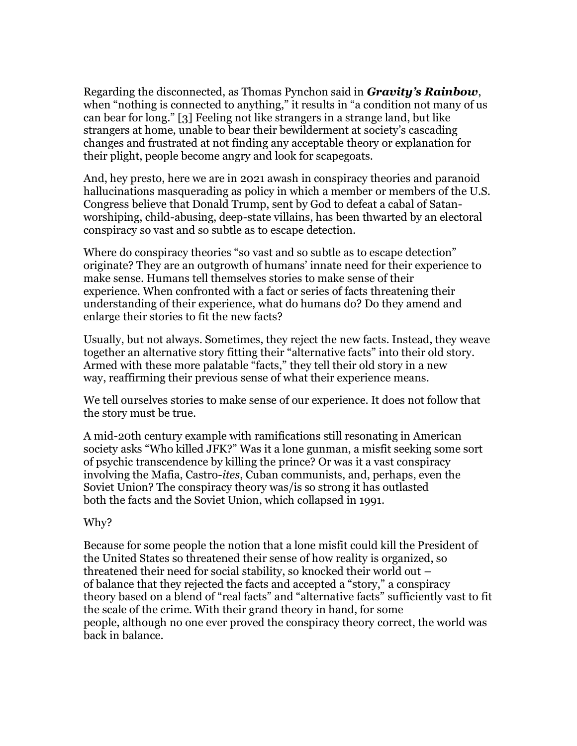Regarding the disconnected, as Thomas Pynchon said in ***Gravity's Rainbow***, when "nothing is connected to anything," it results in "a condition not many of us can bear for long." [3] Feeling not like strangers in a strange land, but like strangers at home, unable to bear their bewilderment at society's cascading changes and frustrated at not finding any acceptable theory or explanation for their plight, people become angry and look for scapegoats.

And, hey presto, here we are in 2021 awash in conspiracy theories and paranoid hallucinations masquerading as policy in which a member or members of the U.S. Congress believe that Donald Trump, sent by God to defeat a cabal of Satan-worshiping, child-abusing, deep-state villains, has been thwarted by an electoral conspiracy so vast and so subtle as to escape detection.

Where do conspiracy theories "so vast and so subtle as to escape detection" originate? They are an outgrowth of humans' innate need for their experience to make sense. Humans tell themselves stories to make sense of their experience. When confronted with a fact or series of facts threatening their understanding of their experience, what do humans do? Do they amend and enlarge their stories to fit the new facts?

Usually, but not always. Sometimes, they reject the new facts. Instead, they weave together an alternative story fitting their "alternative facts" into their old story. Armed with these more palatable "facts," they tell their old story in a new way, reaffirming their previous sense of what their experience means.

We tell ourselves stories to make sense of our experience. It does not follow that the story must be true.

A mid-20th century example with ramifications still resonating in American society asks "Who killed JFK?" Was it a lone gunman, a misfit seeking some sort of psychic transcendence by killing the prince? Or was it a vast conspiracy involving the Mafia, Castro-*ites*, Cuban communists, and, perhaps, even the Soviet Union? The conspiracy theory was/is so strong it has outlasted both the facts and the Soviet Union, which collapsed in 1991.

Why?

Because for some people the notion that a lone misfit could kill the President of the United States so threatened their sense of how reality is organized, so threatened their need for social stability, so knocked their world out – of balance that they rejected the facts and accepted a "story," a conspiracy theory based on a blend of "real facts" and "alternative facts" sufficiently vast to fit the scale of the crime. With their grand theory in hand, for some people, although no one ever proved the conspiracy theory correct, the world was back in balance.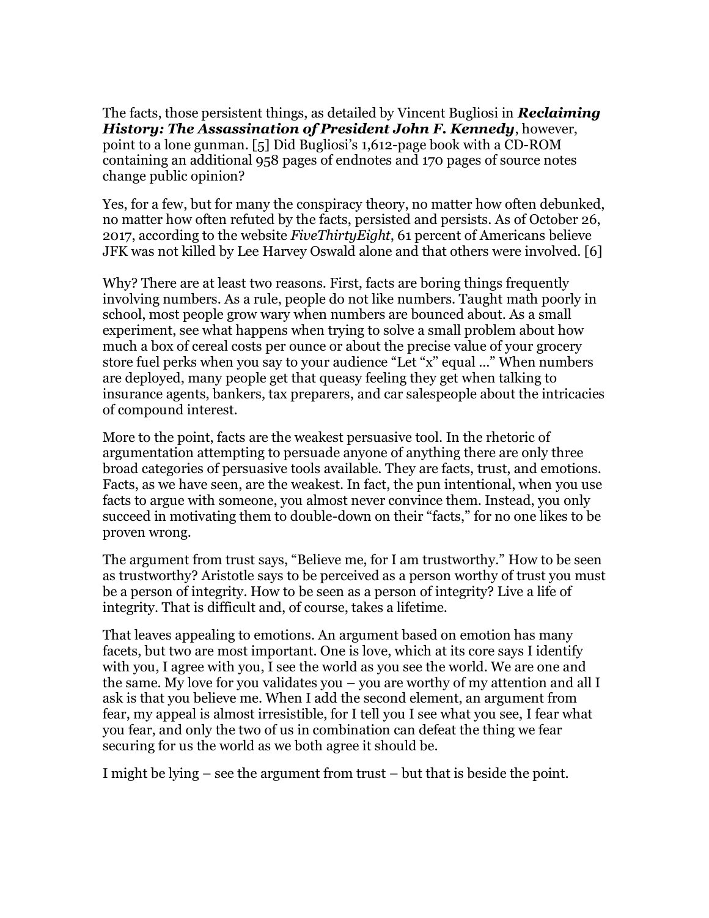The facts, those persistent things, as detailed by Vincent Bugliosi in ***Reclaiming History: The Assassination of President John F. Kennedy***, however, point to a lone gunman. [5] Did Bugliosi's 1,612-page book with a CD-ROM containing an additional 958 pages of endnotes and 170 pages of source notes change public opinion?

Yes, for a few, but for many the conspiracy theory, no matter how often debunked, no matter how often refuted by the facts, persisted and persists. As of October 26, 2017, according to the website *FiveThirtyEight*, 61 percent of Americans believe JFK was not killed by Lee Harvey Oswald alone and that others were involved. [6]

Why? There are at least two reasons. First, facts are boring things frequently involving numbers. As a rule, people do not like numbers. Taught math poorly in school, most people grow wary when numbers are bounced about. As a small experiment, see what happens when trying to solve a small problem about how much a box of cereal costs per ounce or about the precise value of your grocery store fuel perks when you say to your audience "Let "x" equal …" When numbers are deployed, many people get that queasy feeling they get when talking to insurance agents, bankers, tax preparers, and car salespeople about the intricacies of compound interest.

More to the point, facts are the weakest persuasive tool. In the rhetoric of argumentation attempting to persuade anyone of anything there are only three broad categories of persuasive tools available. They are facts, trust, and emotions. Facts, as we have seen, are the weakest. In fact, the pun intentional, when you use facts to argue with someone, you almost never convince them. Instead, you only succeed in motivating them to double-down on their "facts," for no one likes to be proven wrong.

The argument from trust says, "Believe me, for I am trustworthy." How to be seen as trustworthy? Aristotle says to be perceived as a person worthy of trust you must be a person of integrity. How to be seen as a person of integrity? Live a life of integrity. That is difficult and, of course, takes a lifetime.

That leaves appealing to emotions. An argument based on emotion has many facets, but two are most important. One is love, which at its core says I identify with you, I agree with you, I see the world as you see the world. We are one and the same. My love for you validates you – you are worthy of my attention and all I ask is that you believe me. When I add the second element, an argument from fear, my appeal is almost irresistible, for I tell you I see what you see, I fear what you fear, and only the two of us in combination can defeat the thing we fear securing for us the world as we both agree it should be.

I might be lying – see the argument from trust – but that is beside the point.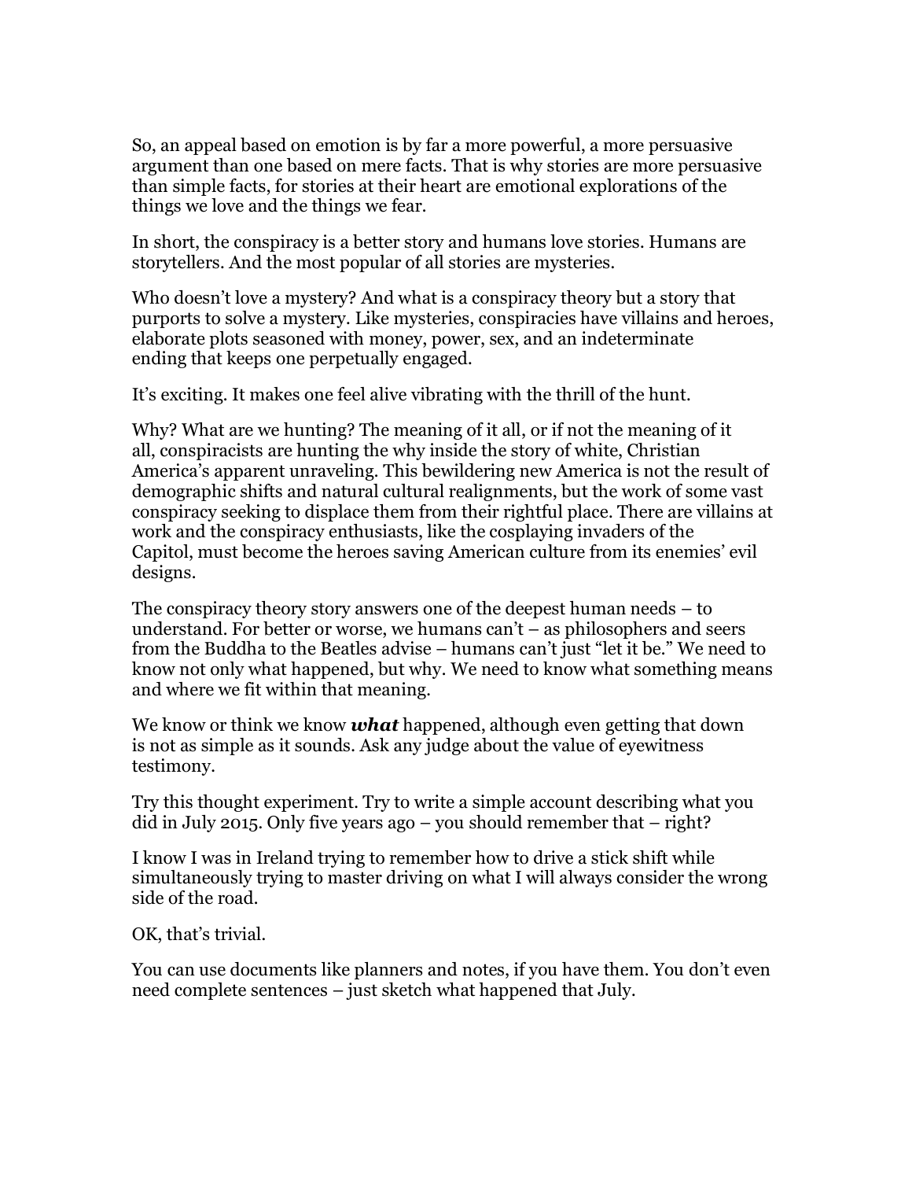So, an appeal based on emotion is by far a more powerful, a more persuasive argument than one based on mere facts. That is why stories are more persuasive than simple facts, for stories at their heart are emotional explorations of the things we love and the things we fear.

In short, the conspiracy is a better story and humans love stories. Humans are storytellers. And the most popular of all stories are mysteries.

Who doesn't love a mystery? And what is a conspiracy theory but a story that purports to solve a mystery. Like mysteries, conspiracies have villains and heroes, elaborate plots seasoned with money, power, sex, and an indeterminate ending that keeps one perpetually engaged.

It's exciting. It makes one feel alive vibrating with the thrill of the hunt.

Why? What are we hunting? The meaning of it all, or if not the meaning of it all, conspiracists are hunting the why inside the story of white, Christian America's apparent unraveling. This bewildering new America is not the result of demographic shifts and natural cultural realignments, but the work of some vast conspiracy seeking to displace them from their rightful place. There are villains at work and the conspiracy enthusiasts, like the cosplaying invaders of the Capitol, must become the heroes saving American culture from its enemies' evil designs.

The conspiracy theory story answers one of the deepest human needs – to understand. For better or worse, we humans can't – as philosophers and seers from the Buddha to the Beatles advise – humans can't just "let it be." We need to know not only what happened, but why. We need to know what something means and where we fit within that meaning.

We know or think we know ***what*** happened, although even getting that down is not as simple as it sounds. Ask any judge about the value of eyewitness testimony.

Try this thought experiment. Try to write a simple account describing what you did in July 2015. Only five years ago – you should remember that – right?

I know I was in Ireland trying to remember how to drive a stick shift while simultaneously trying to master driving on what I will always consider the wrong side of the road.

OK, that's trivial.

You can use documents like planners and notes, if you have them. You don't even need complete sentences – just sketch what happened that July.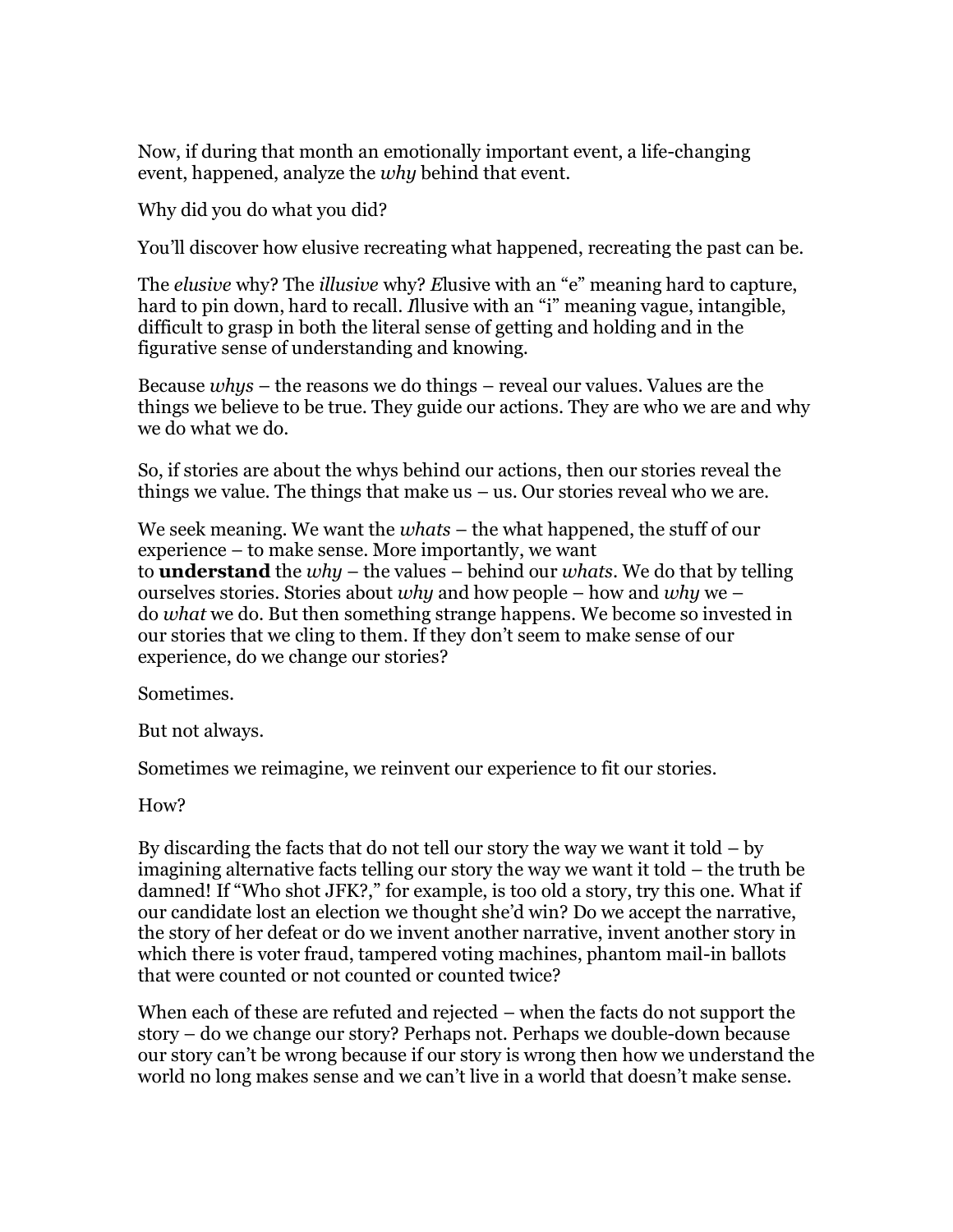Now, if during that month an emotionally important event, a life-changing event, happened, analyze the *why* behind that event.

Why did you do what you did?

You'll discover how elusive recreating what happened, recreating the past can be.

The *elusive* why? The *illusive* why? *E*lusive with an "e" meaning hard to capture, hard to pin down, hard to recall. *I*llusive with an "i" meaning vague, intangible, difficult to grasp in both the literal sense of getting and holding and in the figurative sense of understanding and knowing.

Because *whys* – the reasons we do things – reveal our values. Values are the things we believe to be true. They guide our actions. They are who we are and why we do what we do.

So, if stories are about the whys behind our actions, then our stories reveal the things we value. The things that make us – us. Our stories reveal who we are.

We seek meaning. We want the *whats* – the what happened, the stuff of our experience – to make sense. More importantly, we want to **understand** the *why* – the values – behind our *whats*. We do that by telling ourselves stories. Stories about *why* and how people – how and *why* we – do *what* we do. But then something strange happens. We become so invested in our stories that we cling to them. If they don't seem to make sense of our experience, do we change our stories?

Sometimes.

But not always.

Sometimes we reimagine, we reinvent our experience to fit our stories.

How?

By discarding the facts that do not tell our story the way we want it told – by imagining alternative facts telling our story the way we want it told – the truth be damned! If "Who shot JFK?," for example, is too old a story, try this one. What if our candidate lost an election we thought she'd win? Do we accept the narrative, the story of her defeat or do we invent another narrative, invent another story in which there is voter fraud, tampered voting machines, phantom mail-in ballots that were counted or not counted or counted twice?

When each of these are refuted and rejected – when the facts do not support the story – do we change our story? Perhaps not. Perhaps we double-down because our story can't be wrong because if our story is wrong then how we understand the world no long makes sense and we can't live in a world that doesn't make sense.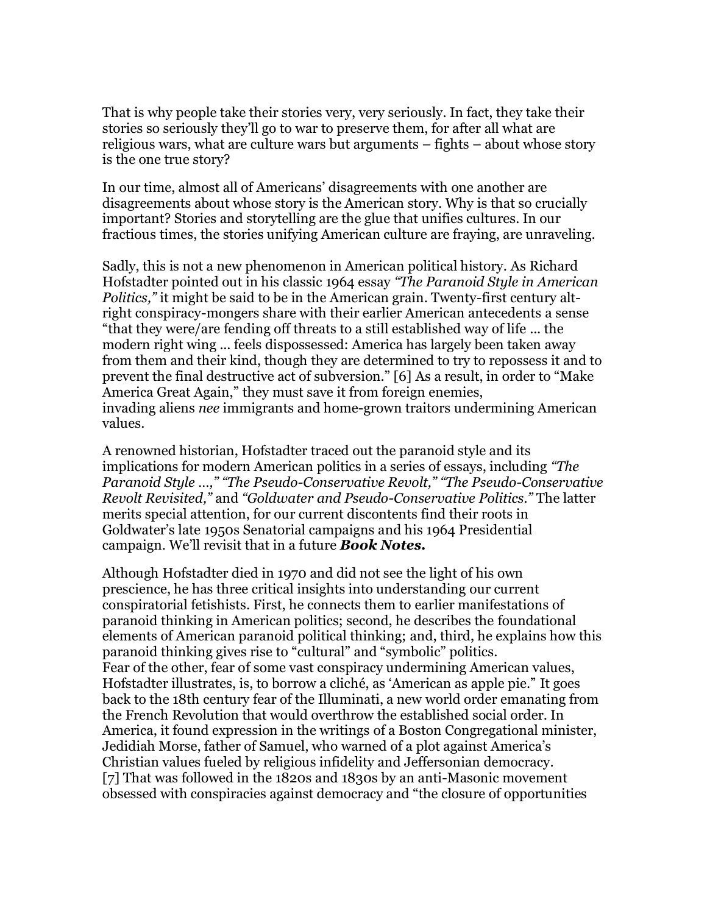That is why people take their stories very, very seriously. In fact, they take their stories so seriously they'll go to war to preserve them, for after all what are religious wars, what are culture wars but arguments – fights – about whose story is the one true story?

In our time, almost all of Americans' disagreements with one another are disagreements about whose story is the American story. Why is that so crucially important? Stories and storytelling are the glue that unifies cultures. In our fractious times, the stories unifying American culture are fraying, are unraveling.

Sadly, this is not a new phenomenon in American political history. As Richard Hofstadter pointed out in his classic 1964 essay *"The Paranoid Style in American Politics,"* it might be said to be in the American grain. Twenty-first century alt-right conspiracy-mongers share with their earlier American antecedents a sense "that they were/are fending off threats to a still established way of life … the modern right wing … feels dispossessed: America has largely been taken away from them and their kind, though they are determined to try to repossess it and to prevent the final destructive act of subversion." [6] As a result, in order to "Make America Great Again," they must save it from foreign enemies, invading aliens *nee* immigrants and home-grown traitors undermining American values.

A renowned historian, Hofstadter traced out the paranoid style and its implications for modern American politics in a series of essays, including *"The Paranoid Style …," "The Pseudo-Conservative Revolt," "The Pseudo-Conservative Revolt Revisited,"* and *"Goldwater and Pseudo-Conservative Politics."* The latter merits special attention, for our current discontents find their roots in Goldwater's late 1950s Senatorial campaigns and his 1964 Presidential campaign. We'll revisit that in a future ***Book Notes.***

Although Hofstadter died in 1970 and did not see the light of his own prescience, he has three critical insights into understanding our current conspiratorial fetishists. First, he connects them to earlier manifestations of paranoid thinking in American politics; second, he describes the foundational elements of American paranoid political thinking; and, third, he explains how this paranoid thinking gives rise to "cultural" and "symbolic" politics.
Fear of the other, fear of some vast conspiracy undermining American values, Hofstadter illustrates, is, to borrow a cliché, as 'American as apple pie." It goes back to the 18th century fear of the Illuminati, a new world order emanating from the French Revolution that would overthrow the established social order. In America, it found expression in the writings of a Boston Congregational minister, Jedidiah Morse, father of Samuel, who warned of a plot against America's Christian values fueled by religious infidelity and Jeffersonian democracy. [7] That was followed in the 1820s and 1830s by an anti-Masonic movement obsessed with conspiracies against democracy and "the closure of opportunities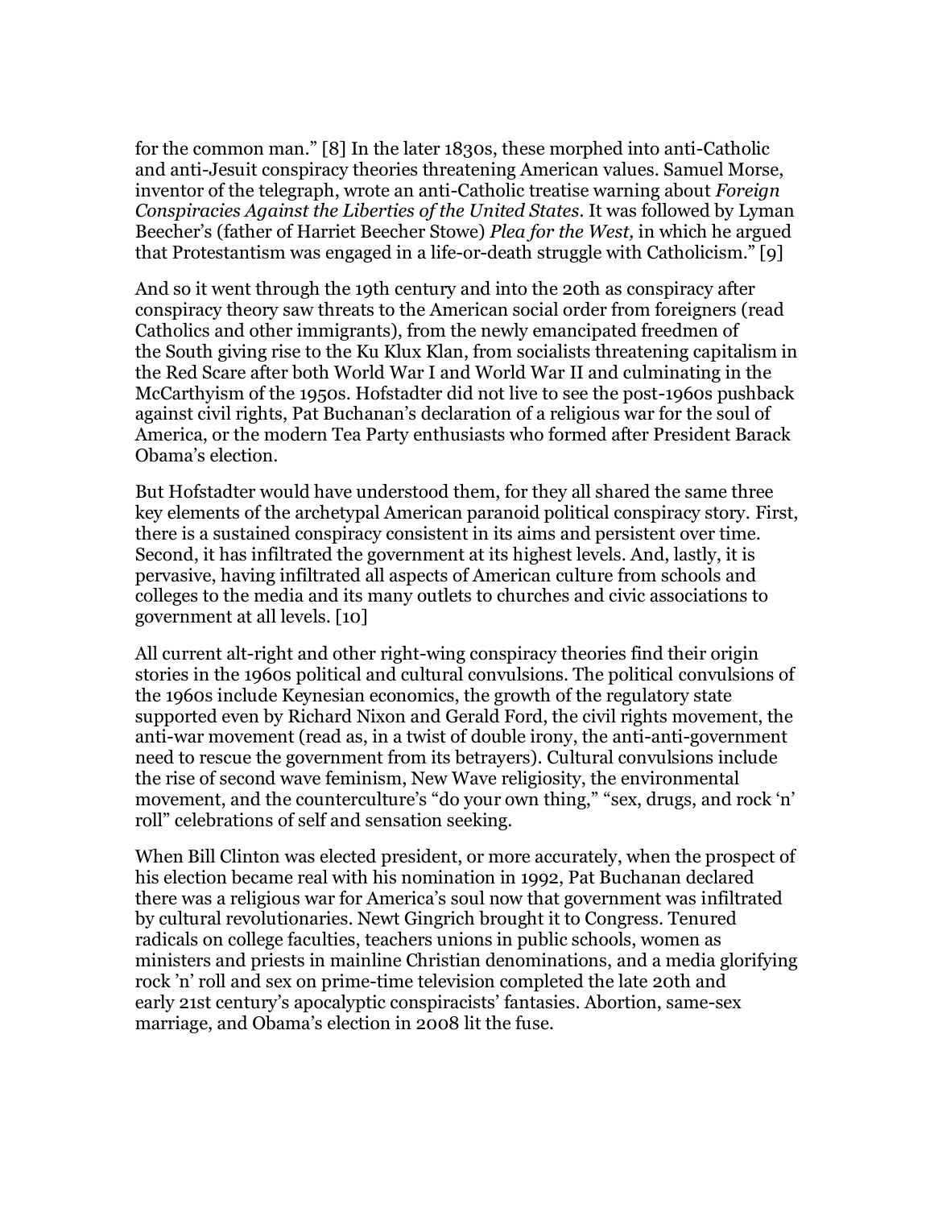for the common man." [8] In the later 1830s, these morphed into anti-Catholic and anti-Jesuit conspiracy theories threatening American values. Samuel Morse, inventor of the telegraph, wrote an anti-Catholic treatise warning about *Foreign Conspiracies Against the Liberties of the United States*. It was followed by Lyman Beecher's (father of Harriet Beecher Stowe) *Plea for the West,* in which he argued that Protestantism was engaged in a life-or-death struggle with Catholicism." [9]

And so it went through the 19th century and into the 20th as conspiracy after conspiracy theory saw threats to the American social order from foreigners (read Catholics and other immigrants), from the newly emancipated freedmen of the South giving rise to the Ku Klux Klan, from socialists threatening capitalism in the Red Scare after both World War I and World War II and culminating in the McCarthyism of the 1950s. Hofstadter did not live to see the post-1960s pushback against civil rights, Pat Buchanan's declaration of a religious war for the soul of America, or the modern Tea Party enthusiasts who formed after President Barack Obama's election.

But Hofstadter would have understood them, for they all shared the same three key elements of the archetypal American paranoid political conspiracy story. First, there is a sustained conspiracy consistent in its aims and persistent over time. Second, it has infiltrated the government at its highest levels. And, lastly, it is pervasive, having infiltrated all aspects of American culture from schools and colleges to the media and its many outlets to churches and civic associations to government at all levels. [10]

All current alt-right and other right-wing conspiracy theories find their origin stories in the 1960s political and cultural convulsions. The political convulsions of the 1960s include Keynesian economics, the growth of the regulatory state supported even by Richard Nixon and Gerald Ford, the civil rights movement, the anti-war movement (read as, in a twist of double irony, the anti-anti-government need to rescue the government from its betrayers). Cultural convulsions include the rise of second wave feminism, New Wave religiosity, the environmental movement, and the counterculture's "do your own thing," "sex, drugs, and rock 'n' roll" celebrations of self and sensation seeking.

When Bill Clinton was elected president, or more accurately, when the prospect of his election became real with his nomination in 1992, Pat Buchanan declared there was a religious war for America's soul now that government was infiltrated by cultural revolutionaries. Newt Gingrich brought it to Congress. Tenured radicals on college faculties, teachers unions in public schools, women as ministers and priests in mainline Christian denominations, and a media glorifying rock 'n' roll and sex on prime-time television completed the late 20th and early 21st century's apocalyptic conspiracists' fantasies. Abortion, same-sex marriage, and Obama's election in 2008 lit the fuse.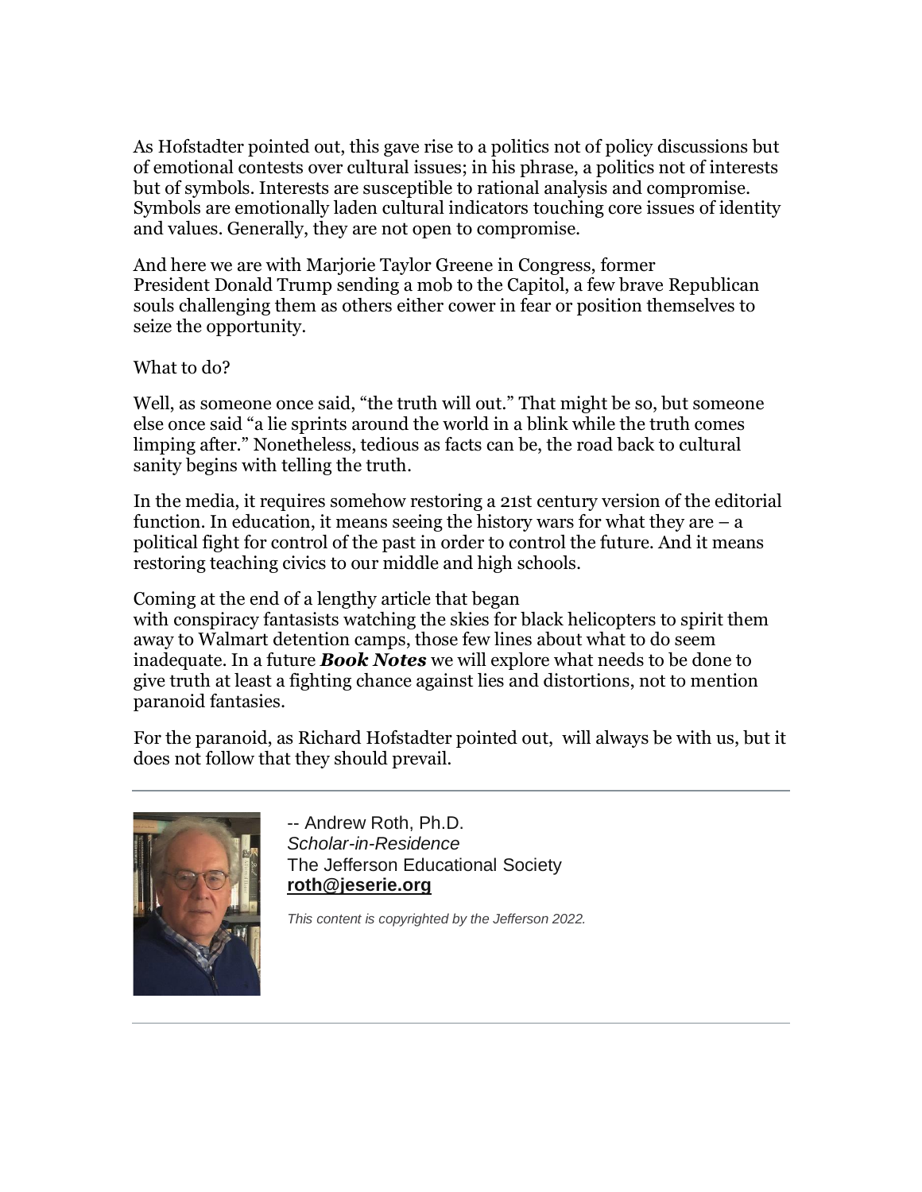As Hofstadter pointed out, this gave rise to a politics not of policy discussions but of emotional contests over cultural issues; in his phrase, a politics not of interests but of symbols. Interests are susceptible to rational analysis and compromise. Symbols are emotionally laden cultural indicators touching core issues of identity and values. Generally, they are not open to compromise.

And here we are with Marjorie Taylor Greene in Congress, former President Donald Trump sending a mob to the Capitol, a few brave Republican souls challenging them as others either cower in fear or position themselves to seize the opportunity.

What to do?

Well, as someone once said, "the truth will out." That might be so, but someone else once said "a lie sprints around the world in a blink while the truth comes limping after." Nonetheless, tedious as facts can be, the road back to cultural sanity begins with telling the truth.

In the media, it requires somehow restoring a 21st century version of the editorial function. In education, it means seeing the history wars for what they are – a political fight for control of the past in order to control the future. And it means restoring teaching civics to our middle and high schools.

Coming at the end of a lengthy article that began with conspiracy fantasists watching the skies for black helicopters to spirit them away to Walmart detention camps, those few lines about what to do seem inadequate. In a future ***Book Notes*** we will explore what needs to be done to give truth at least a fighting chance against lies and distortions, not to mention paranoid fantasies.

For the paranoid, as Richard Hofstadter pointed out, will always be with us, but it does not follow that they should prevail.

---

-- Andrew Roth, Ph.D.
*Scholar-in-Residence*
The Jefferson Educational Society
**roth@jeserie.org**

*This content is copyrighted by the Jefferson 2022.*

---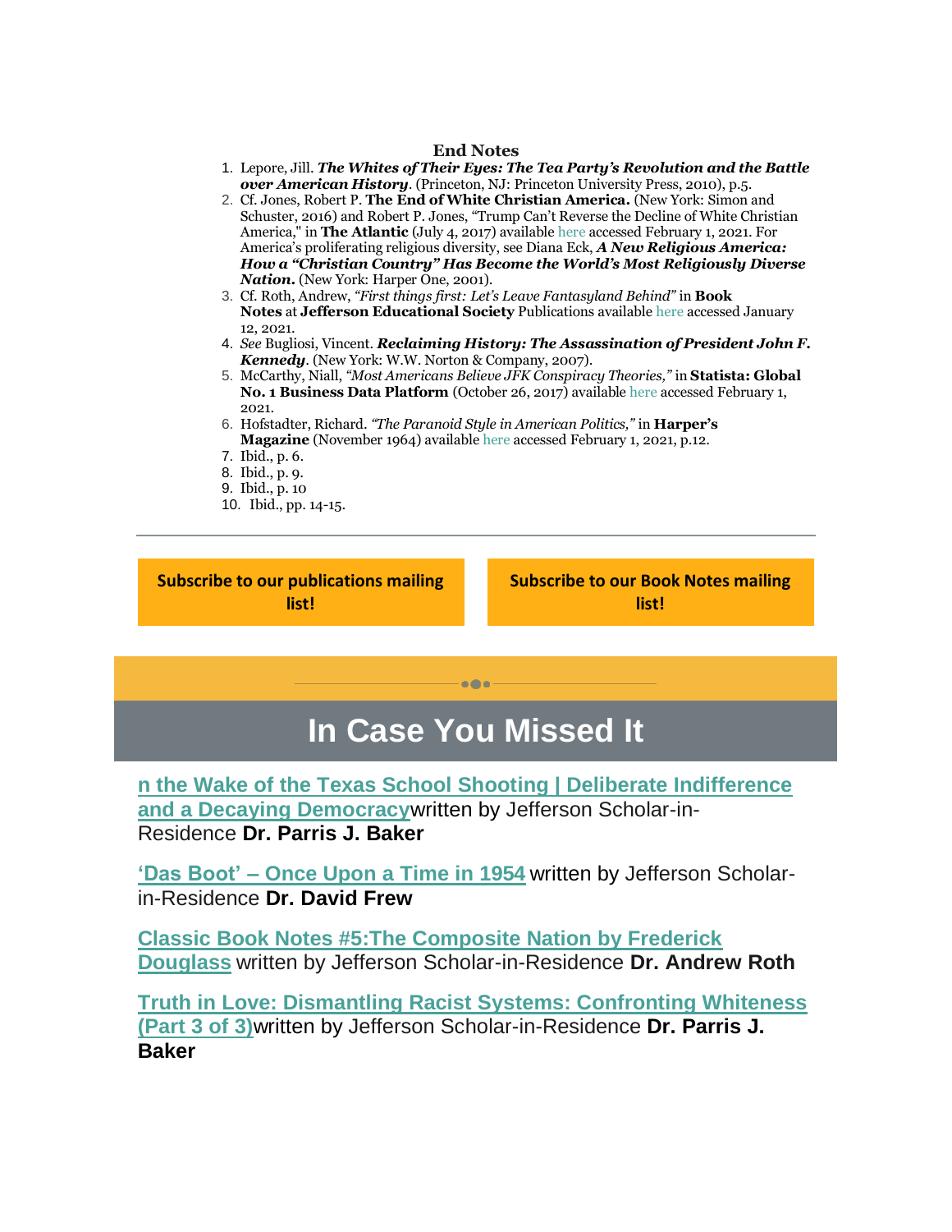## End Notes

1. Lepore, Jill. ***The Whites of Their Eyes: The Tea Party's Revolution and the Battle over American History***. (Princeton, NJ: Princeton University Press, 2010), p.5.
2. Cf. Jones, Robert P. **The End of White Christian America.** (New York: Simon and Schuster, 2016) and Robert P. Jones, "Trump Can't Reverse the Decline of White Christian America," in **The Atlantic** (July 4, 2017) available here accessed February 1, 2021. For America's proliferating religious diversity, see Diana Eck, ***A New Religious America: How a "Christian Country" Has Become the World's Most Religiously Diverse Nation.*** (New York: Harper One, 2001).
3. Cf. Roth, Andrew, *"First things first: Let's Leave Fantasyland Behind"* in **Book Notes** at **Jefferson Educational Society** Publications available here accessed January 12, 2021.
4. *See* Bugliosi, Vincent. ***Reclaiming History: The Assassination of President John F. Kennedy***. (New York: W.W. Norton & Company, 2007).
5. McCarthy, Niall, *"Most Americans Believe JFK Conspiracy Theories,"* in **Statista: Global No. 1 Business Data Platform** (October 26, 2017) available here accessed February 1, 2021.
6. Hofstadter, Richard. *"The Paranoid Style in American Politics,"* in **Harper's Magazine** (November 1964) available here accessed February 1, 2021, p.12.
7. Ibid., p. 6.
8. Ibid., p. 9.
9. Ibid., p. 10
10. Ibid., pp. 14-15.

---

**Subscribe to our publications mailing list!**

**Subscribe to our Book Notes mailing list!**

# In Case You Missed It

**n the Wake of the Texas School Shooting | Deliberate Indifference and a Decaying Democracy**written by Jefferson Scholar-in-Residence **Dr. Parris J. Baker**

**'Das Boot' – Once Upon a Time in 1954** written by Jefferson Scholar-in-Residence **Dr. David Frew**

**Classic Book Notes #5:The Composite Nation by Frederick Douglass** written by Jefferson Scholar-in-Residence **Dr. Andrew Roth**

**Truth in Love: Dismantling Racist Systems: Confronting Whiteness (Part 3 of 3)**written by Jefferson Scholar-in-Residence **Dr. Parris J. Baker**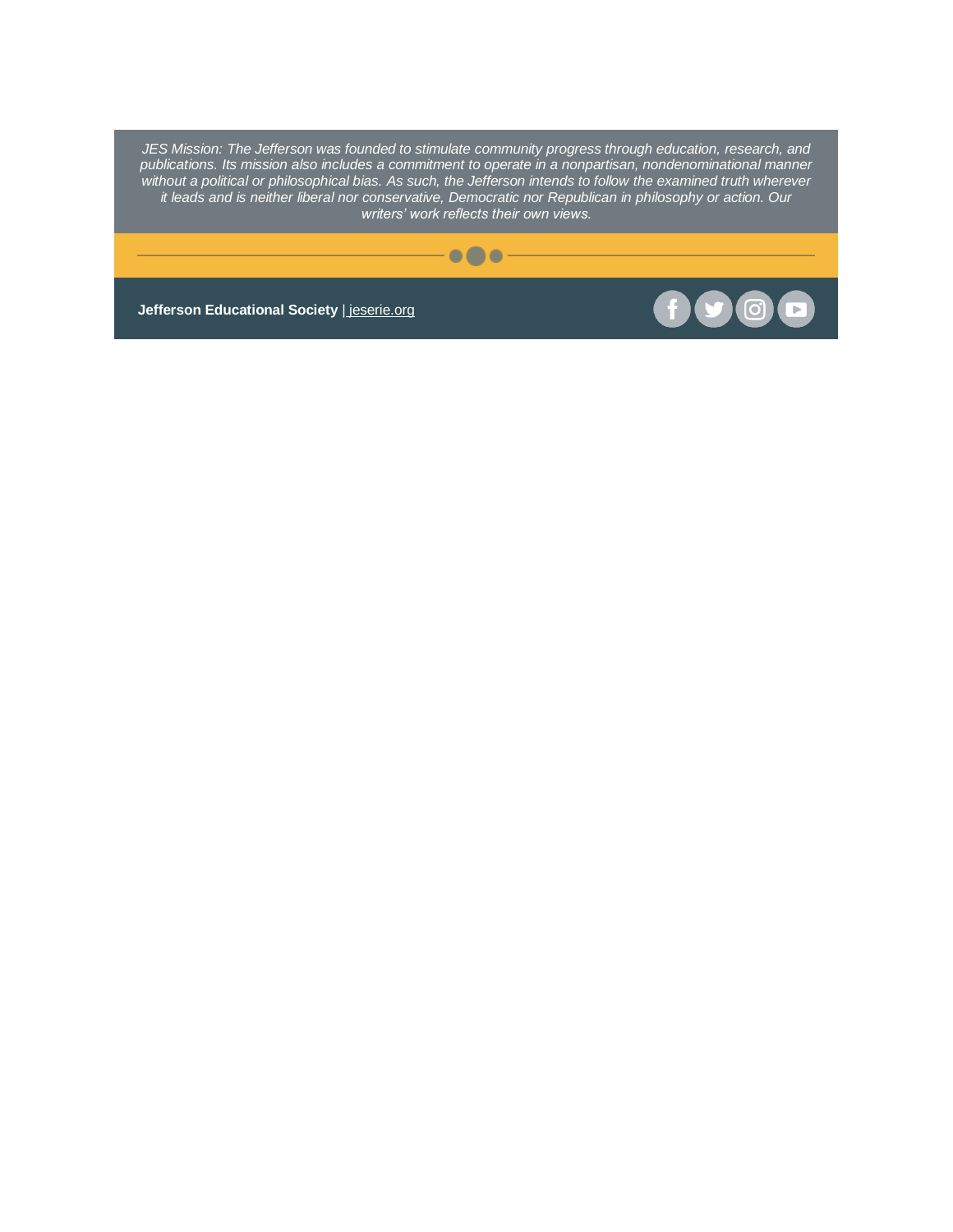*JES Mission: The Jefferson was founded to stimulate community progress through education, research, and publications. Its mission also includes a commitment to operate in a nonpartisan, nondenominational manner without a political or philosophical bias. As such, the Jefferson intends to follow the examined truth wherever it leads and is neither liberal nor conservative, Democratic nor Republican in philosophy or action. Our writers' work reflects their own views.*

**Jefferson Educational Society** | jeserie.org